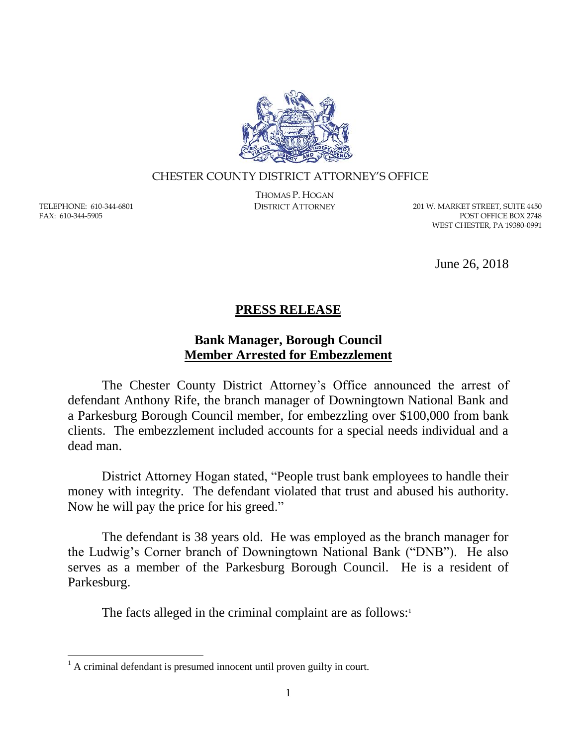CHESTER COUNTY DISTRICT ATTORNEY'S OFFICE

THOMAS P. HOGAN
DISTRICT ATTORNEY

TELEPHONE: 610-344-6801
FAX: 610-344-5905

201 W. MARKET STREET, SUITE 4450
POST OFFICE BOX 2748
WEST CHESTER, PA 19380-0991

June 26, 2018

# **PRESS RELEASE**

## **Bank Manager, Borough Council Member Arrested for Embezzlement**

The Chester County District Attorney's Office announced the arrest of defendant Anthony Rife, the branch manager of Downingtown National Bank and a Parkesburg Borough Council member, for embezzling over $100,000 from bank clients. The embezzlement included accounts for a special needs individual and a dead man.

District Attorney Hogan stated, "People trust bank employees to handle their money with integrity. The defendant violated that trust and abused his authority. Now he will pay the price for his greed."

The defendant is 38 years old. He was employed as the branch manager for the Ludwig's Corner branch of Downingtown National Bank ("DNB"). He also serves as a member of the Parkesburg Borough Council. He is a resident of Parkesburg.

The facts alleged in the criminal complaint are as follows:[1]

[1] A criminal defendant is presumed innocent until proven guilty in court.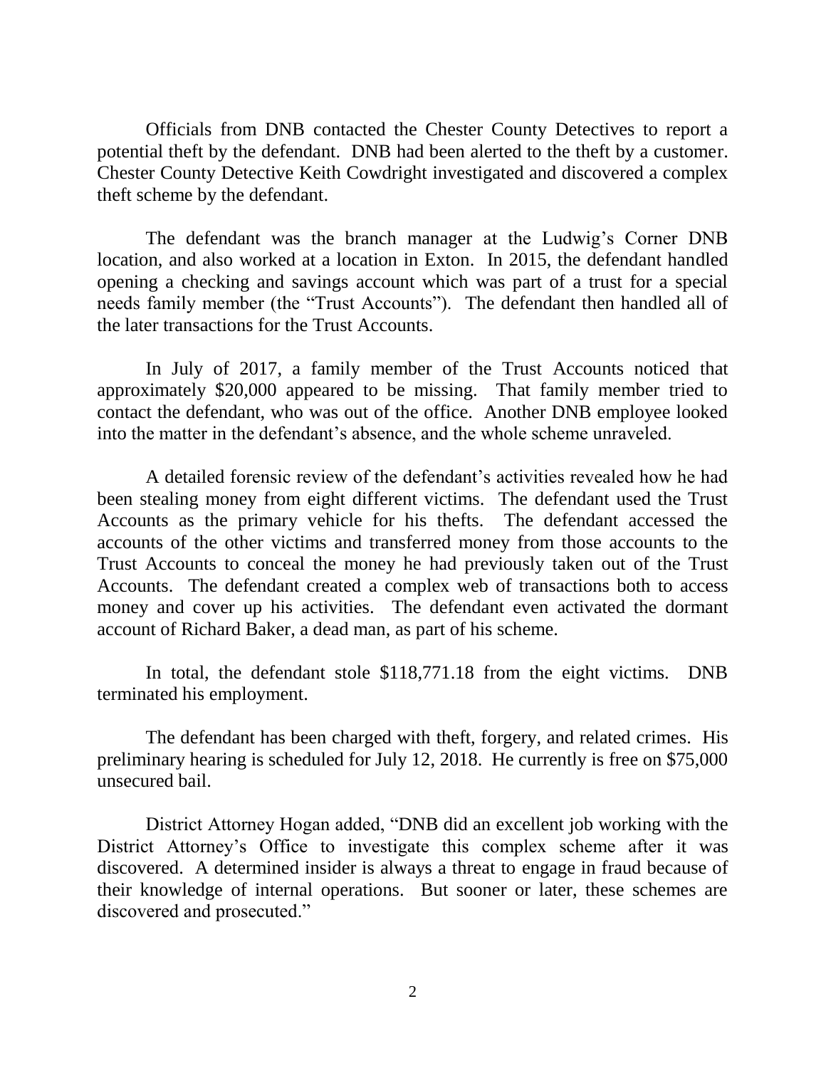Officials from DNB contacted the Chester County Detectives to report a potential theft by the defendant. DNB had been alerted to the theft by a customer. Chester County Detective Keith Cowdright investigated and discovered a complex theft scheme by the defendant.

The defendant was the branch manager at the Ludwig's Corner DNB location, and also worked at a location in Exton. In 2015, the defendant handled opening a checking and savings account which was part of a trust for a special needs family member (the "Trust Accounts"). The defendant then handled all of the later transactions for the Trust Accounts.

In July of 2017, a family member of the Trust Accounts noticed that approximately $20,000 appeared to be missing. That family member tried to contact the defendant, who was out of the office. Another DNB employee looked into the matter in the defendant's absence, and the whole scheme unraveled.

A detailed forensic review of the defendant's activities revealed how he had been stealing money from eight different victims. The defendant used the Trust Accounts as the primary vehicle for his thefts. The defendant accessed the accounts of the other victims and transferred money from those accounts to the Trust Accounts to conceal the money he had previously taken out of the Trust Accounts. The defendant created a complex web of transactions both to access money and cover up his activities. The defendant even activated the dormant account of Richard Baker, a dead man, as part of his scheme.

In total, the defendant stole $118,771.18 from the eight victims. DNB terminated his employment.

The defendant has been charged with theft, forgery, and related crimes. His preliminary hearing is scheduled for July 12, 2018. He currently is free on $75,000 unsecured bail.

District Attorney Hogan added, "DNB did an excellent job working with the District Attorney's Office to investigate this complex scheme after it was discovered. A determined insider is always a threat to engage in fraud because of their knowledge of internal operations. But sooner or later, these schemes are discovered and prosecuted."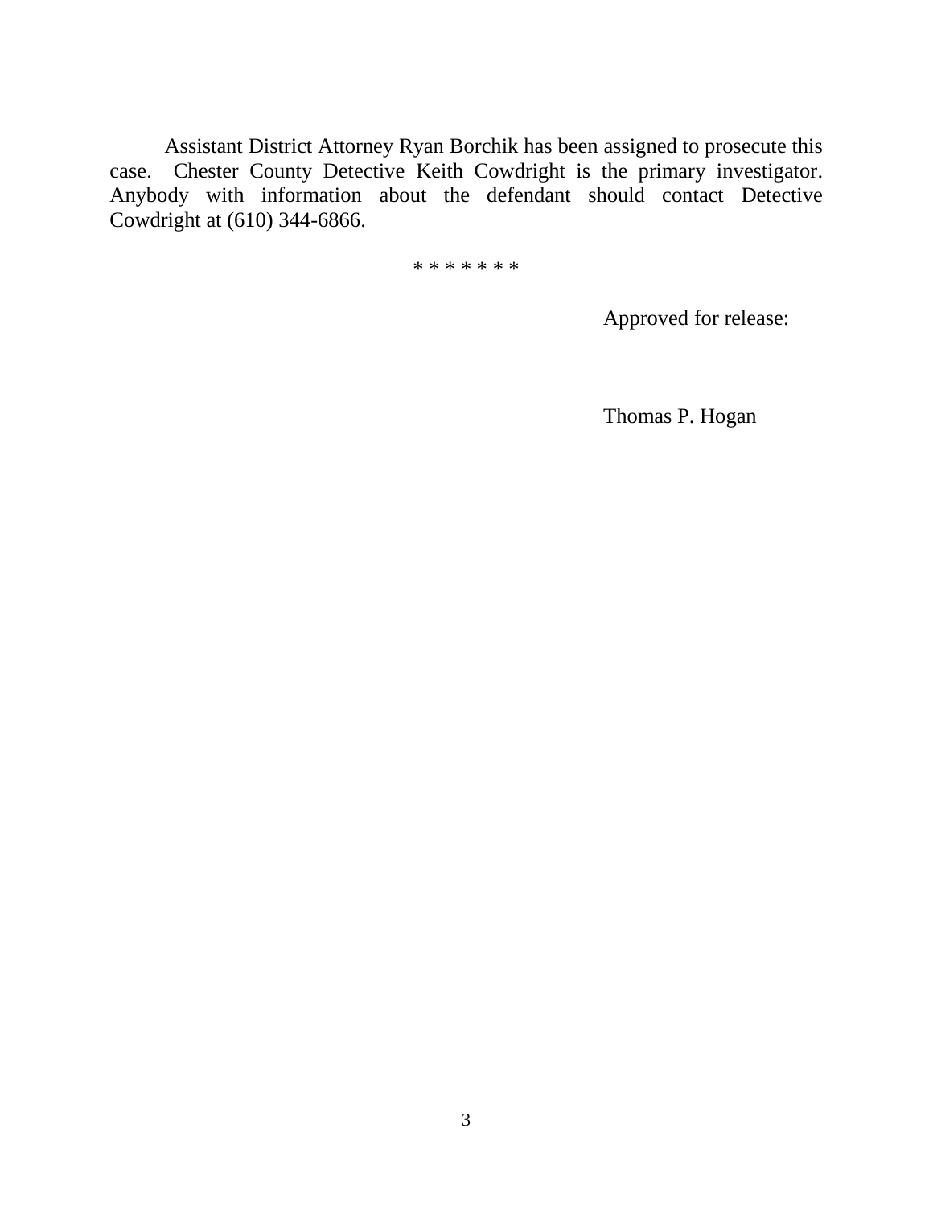Assistant District Attorney Ryan Borchik has been assigned to prosecute this case. Chester County Detective Keith Cowdright is the primary investigator. Anybody with information about the defendant should contact Detective Cowdright at (610) 344-6866.

\* \* \* \* \* \* \*

Approved for release:

Thomas P. Hogan